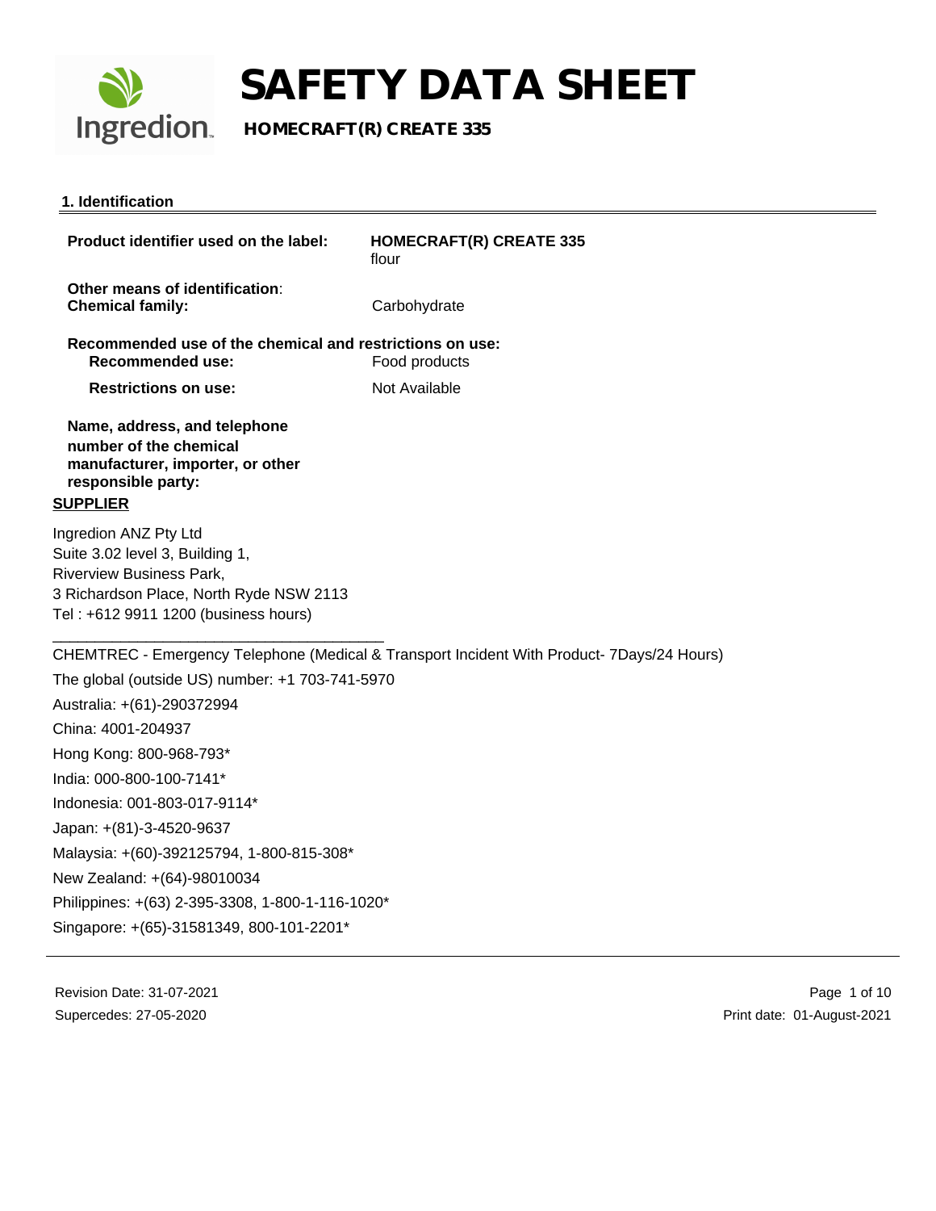# SAFETY DATA SHEET

## HOMECRAFT(R) CREATE 335

### 1. Identification

**Product identifier used on the label:** **HOMECRAFT(R) CREATE 335**
flour

**Other means of identification**:
**Chemical family:** Carbohydrate

**Recommended use of the chemical and restrictions on use:**
**Recommended use:** Food products
**Restrictions on use:** Not Available

**Name, address, and telephone number of the chemical manufacturer, importer, or other responsible party:**

**SUPPLIER**

Ingredion ANZ Pty Ltd
Suite 3.02 level 3, Building 1,
Riverview Business Park,
3 Richardson Place, North Ryde NSW 2113
Tel : +612 9911 1200 (business hours)

CHEMTREC - Emergency Telephone (Medical & Transport Incident With Product- 7Days/24 Hours)

The global (outside US) number: +1 703-741-5970

Australia: +(61)-290372994

China: 4001-204937

Hong Kong: 800-968-793*

India: 000-800-100-7141*

Indonesia: 001-803-017-9114*

Japan: +(81)-3-4520-9637

Malaysia: +(60)-392125794, 1-800-815-308*

New Zealand: +(64)-98010034

Philippines: +(63) 2-395-3308, 1-800-1-116-1020*

Singapore: +(65)-31581349, 800-101-2201*

Revision Date: 31-07-2021
Supercedes: 27-05-2020
Print date: 01-August-2021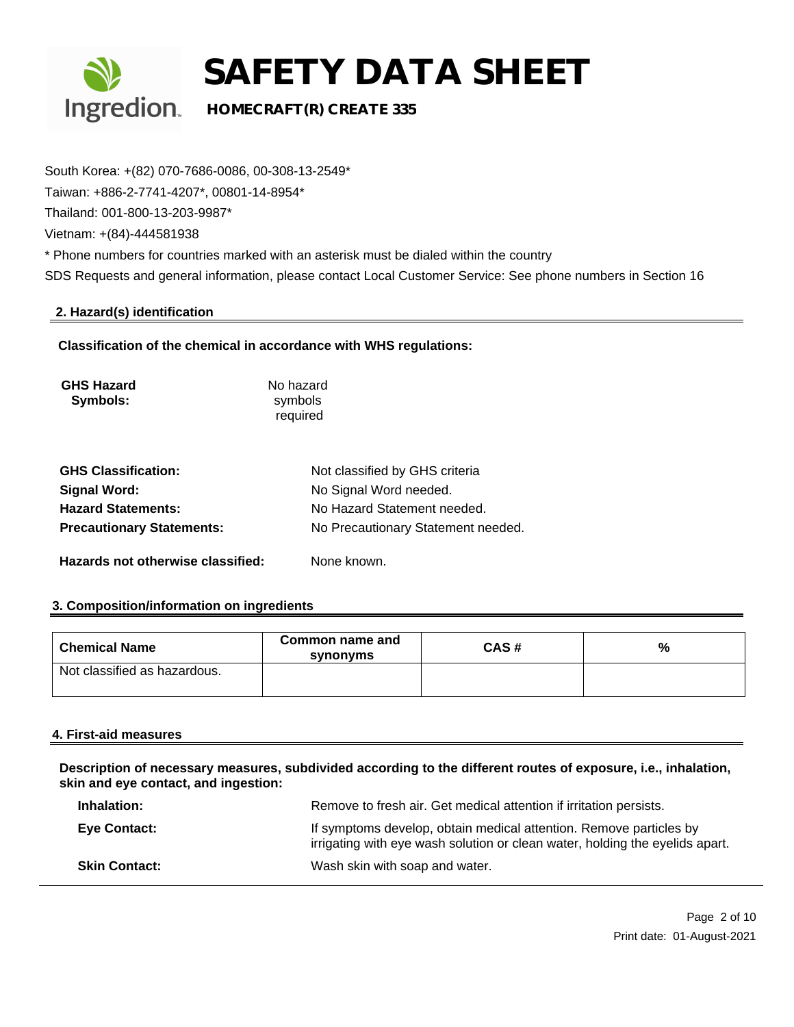South Korea: +(82) 070-7686-0086, 00-308-13-2549*

Taiwan: +886-2-7741-4207*, 00801-14-8954*

Thailand: 001-800-13-203-9987*

Vietnam: +(84)-444581938

* Phone numbers for countries marked with an asterisk must be dialed within the country

SDS Requests and general information, please contact Local Customer Service: See phone numbers in Section 16

## 2. Hazard(s) identification

**Classification of the chemical in accordance with WHS regulations:**

**GHS Hazard Symbols:** No hazard symbols required

**GHS Classification:** Not classified by GHS criteria

**Signal Word:** No Signal Word needed.

**Hazard Statements:** No Hazard Statement needed.

**Precautionary Statements:** No Precautionary Statement needed.

**Hazards not otherwise classified:** None known.

## 3. Composition/information on ingredients

| Chemical Name | Common name and synonyms | CAS # | % |
|---|---|---|---|
| Not classified as hazardous. | | | |

## 4. First-aid measures

**Description of necessary measures, subdivided according to the different routes of exposure, i.e., inhalation, skin and eye contact, and ingestion:**

**Inhalation:** Remove to fresh air. Get medical attention if irritation persists.

**Eye Contact:** If symptoms develop, obtain medical attention. Remove particles by irrigating with eye wash solution or clean water, holding the eyelids apart.

**Skin Contact:** Wash skin with soap and water.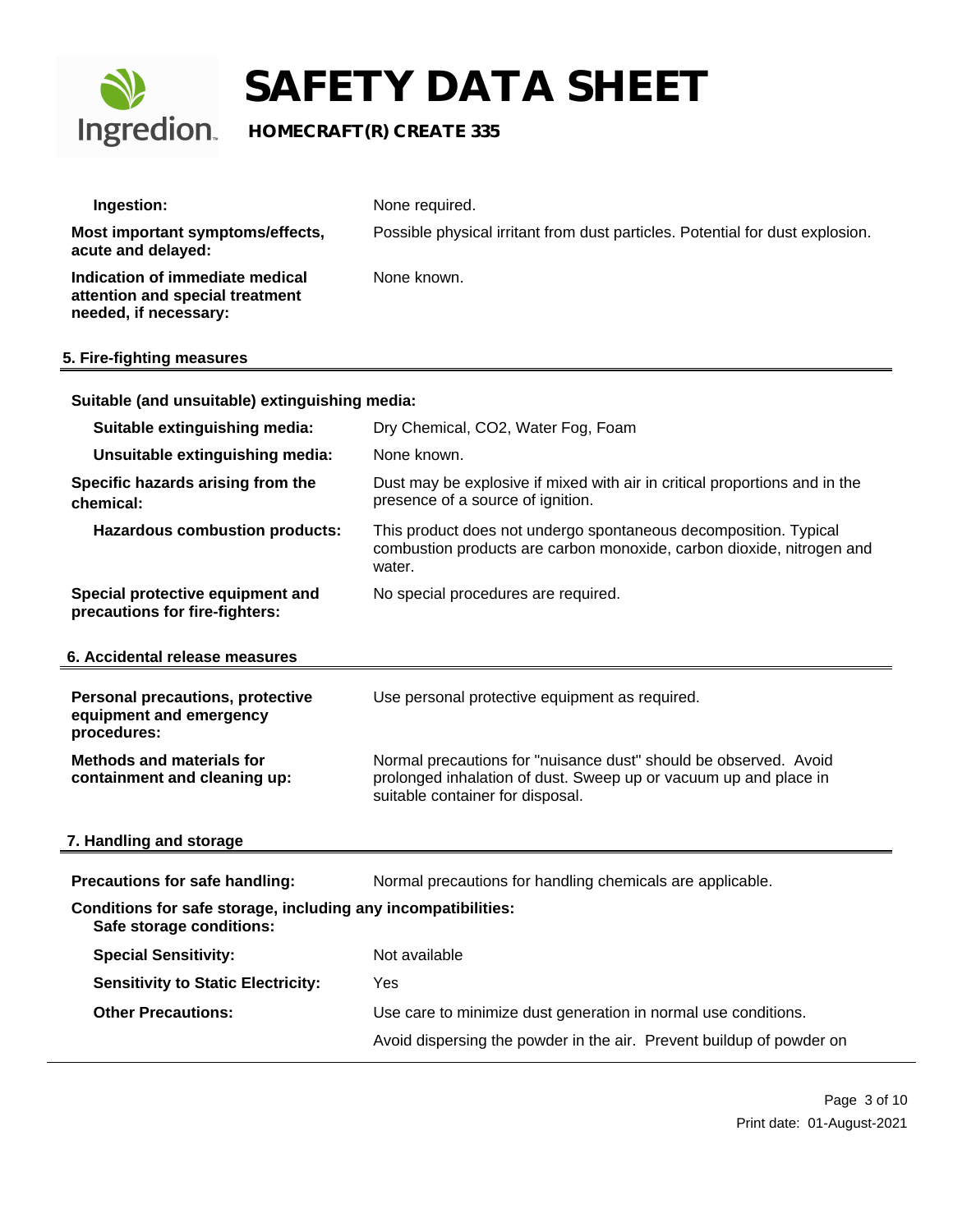| | |
|---|---|
| **Ingestion:** | None required. |
| **Most important symptoms/effects, acute and delayed:** | Possible physical irritant from dust particles. Potential for dust explosion. |
| **Indication of immediate medical attention and special treatment needed, if necessary:** | None known. |

## 5. Fire-fighting measures

**Suitable (and unsuitable) extinguishing media:**

| | |
|---|---|
| **Suitable extinguishing media:** | Dry Chemical, $CO_2$, Water Fog, Foam |
| **Unsuitable extinguishing media:** | None known. |
| **Specific hazards arising from the chemical:** | Dust may be explosive if mixed with air in critical proportions and in the presence of a source of ignition. |
| **Hazardous combustion products:** | This product does not undergo spontaneous decomposition. Typical combustion products are carbon monoxide, carbon dioxide, nitrogen and water. |
| **Special protective equipment and precautions for fire-fighters:** | No special procedures are required. |

## 6. Accidental release measures

| | |
|---|---|
| **Personal precautions, protective equipment and emergency procedures:** | Use personal protective equipment as required. |
| **Methods and materials for containment and cleaning up:** | Normal precautions for "nuisance dust" should be observed. Avoid prolonged inhalation of dust. Sweep up or vacuum up and place in suitable container for disposal. |

## 7. Handling and storage

| | |
|---|---|
| **Precautions for safe handling:** | Normal precautions for handling chemicals are applicable. |

**Conditions for safe storage, including any incompatibilities:**
**Safe storage conditions:**

| | |
|---|---|
| **Special Sensitivity:** | Not available |
| **Sensitivity to Static Electricity:** | Yes |
| **Other Precautions:** | Use care to minimize dust generation in normal use conditions. |
| | Avoid dispersing the powder in the air. Prevent buildup of powder on |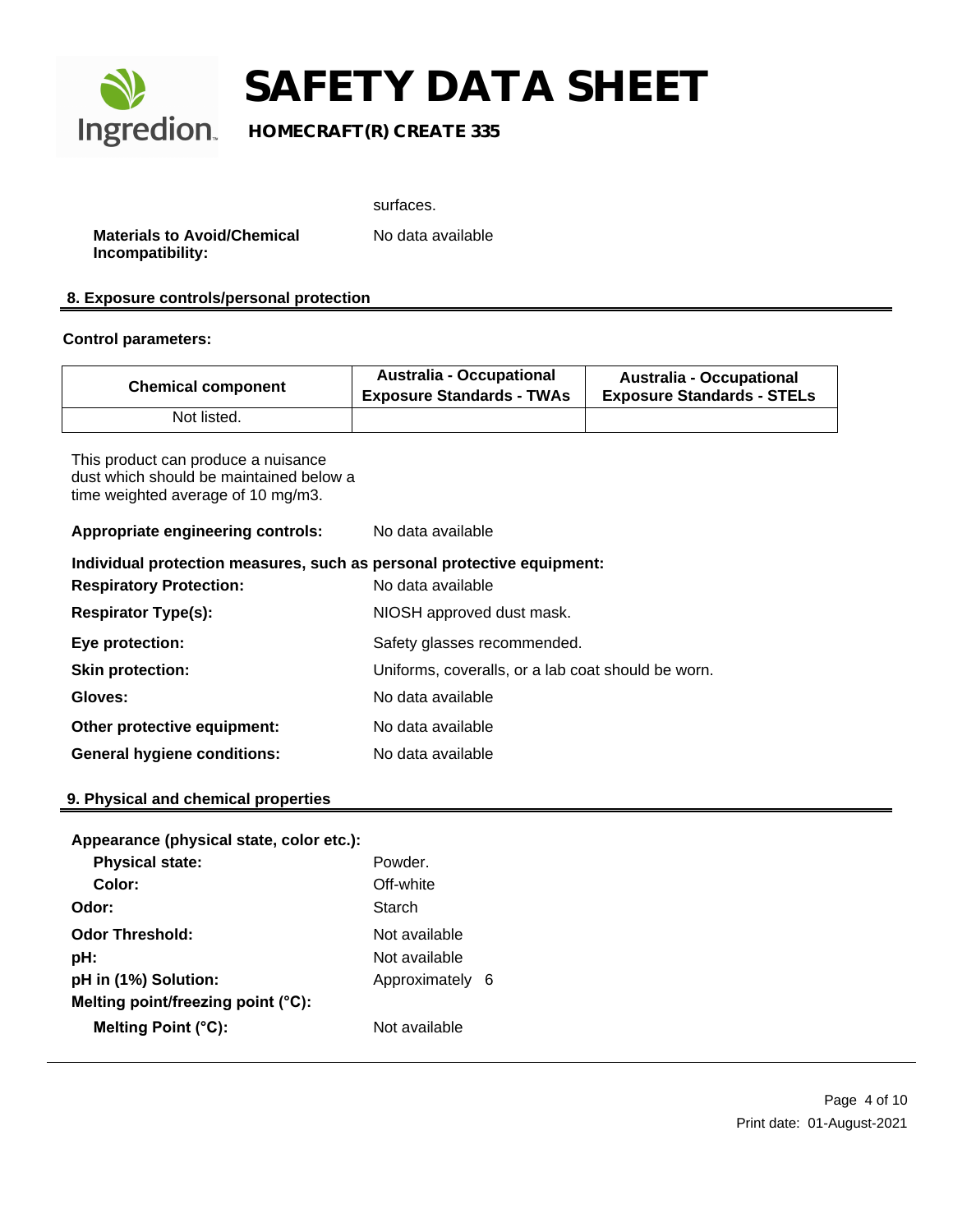surfaces.

**Materials to Avoid/Chemical Incompatibility:** No data available

## 8. Exposure controls/personal protection

**Control parameters:**

| Chemical component | Australia - Occupational Exposure Standards - TWAs | Australia - Occupational Exposure Standards - STELs |
|---|---|---|
| Not listed. | | |

This product can produce a nuisance dust which should be maintained below a time weighted average of 10 mg/m3.

**Appropriate engineering controls:** No data available

**Individual protection measures, such as personal protective equipment:**

**Respiratory Protection:** No data available

**Respirator Type(s):** NIOSH approved dust mask.

**Eye protection:** Safety glasses recommended.

**Skin protection:** Uniforms, coveralls, or a lab coat should be worn.

**Gloves:** No data available

**Other protective equipment:** No data available

**General hygiene conditions:** No data available

## 9. Physical and chemical properties

**Appearance (physical state, color etc.):**

**Physical state:** Powder.

**Color:** Off-white

**Odor:** Starch

**Odor Threshold:** Not available

**pH:** Not available

**pH in (1%) Solution:** Approximately 6

**Melting point/freezing point (°C):**

**Melting Point (°C):** Not available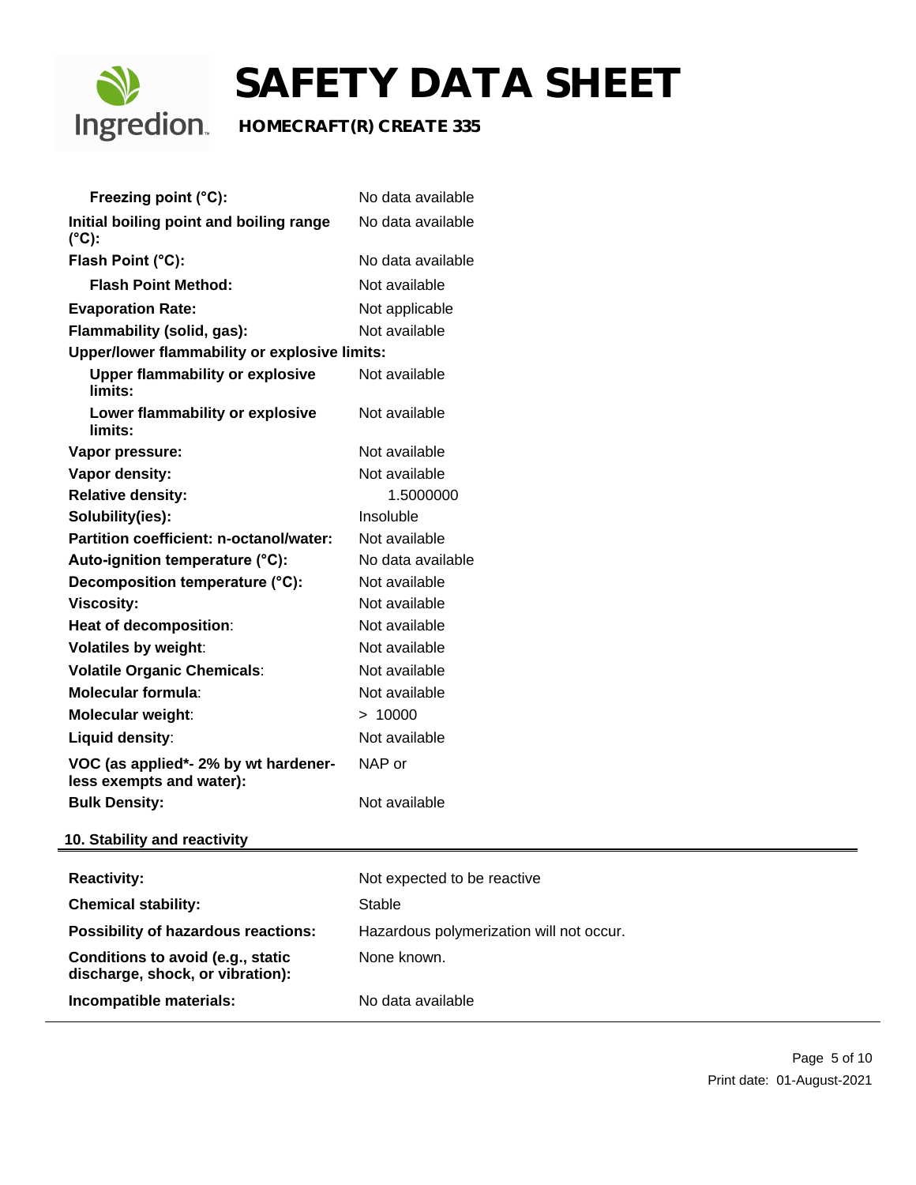| | |
|---|---|
| **Freezing point (°C):** | No data available |
| **Initial boiling point and boiling range (°C):** | No data available |
| **Flash Point (°C):** | No data available |
| **Flash Point Method:** | Not available |
| **Evaporation Rate:** | Not applicable |
| **Flammability (solid, gas):** | Not available |
| **Upper/lower flammability or explosive limits:** | |
| **Upper flammability or explosive limits:** | Not available |
| **Lower flammability or explosive limits:** | Not available |
| **Vapor pressure:** | Not available |
| **Vapor density:** | Not available |
| **Relative density:** | 1.5000000 |
| **Solubility(ies):** | Insoluble |
| **Partition coefficient: n-octanol/water:** | Not available |
| **Auto-ignition temperature (°C):** | No data available |
| **Decomposition temperature (°C):** | Not available |
| **Viscosity:** | Not available |
| **Heat of decomposition**: | Not available |
| **Volatiles by weight**: | Not available |
| **Volatile Organic Chemicals**: | Not available |
| **Molecular formula**: | Not available |
| **Molecular weight**: | > 10000 |
| **Liquid density**: | Not available |
| **VOC (as applied*- 2% by wt hardener-less exempts and water):** | NAP or |
| **Bulk Density:** | Not available |

## 10. Stability and reactivity

| | |
|---|---|
| **Reactivity:** | Not expected to be reactive |
| **Chemical stability:** | Stable |
| **Possibility of hazardous reactions:** | Hazardous polymerization will not occur. |
| **Conditions to avoid (e.g., static discharge, shock, or vibration):** | None known. |
| **Incompatible materials:** | No data available |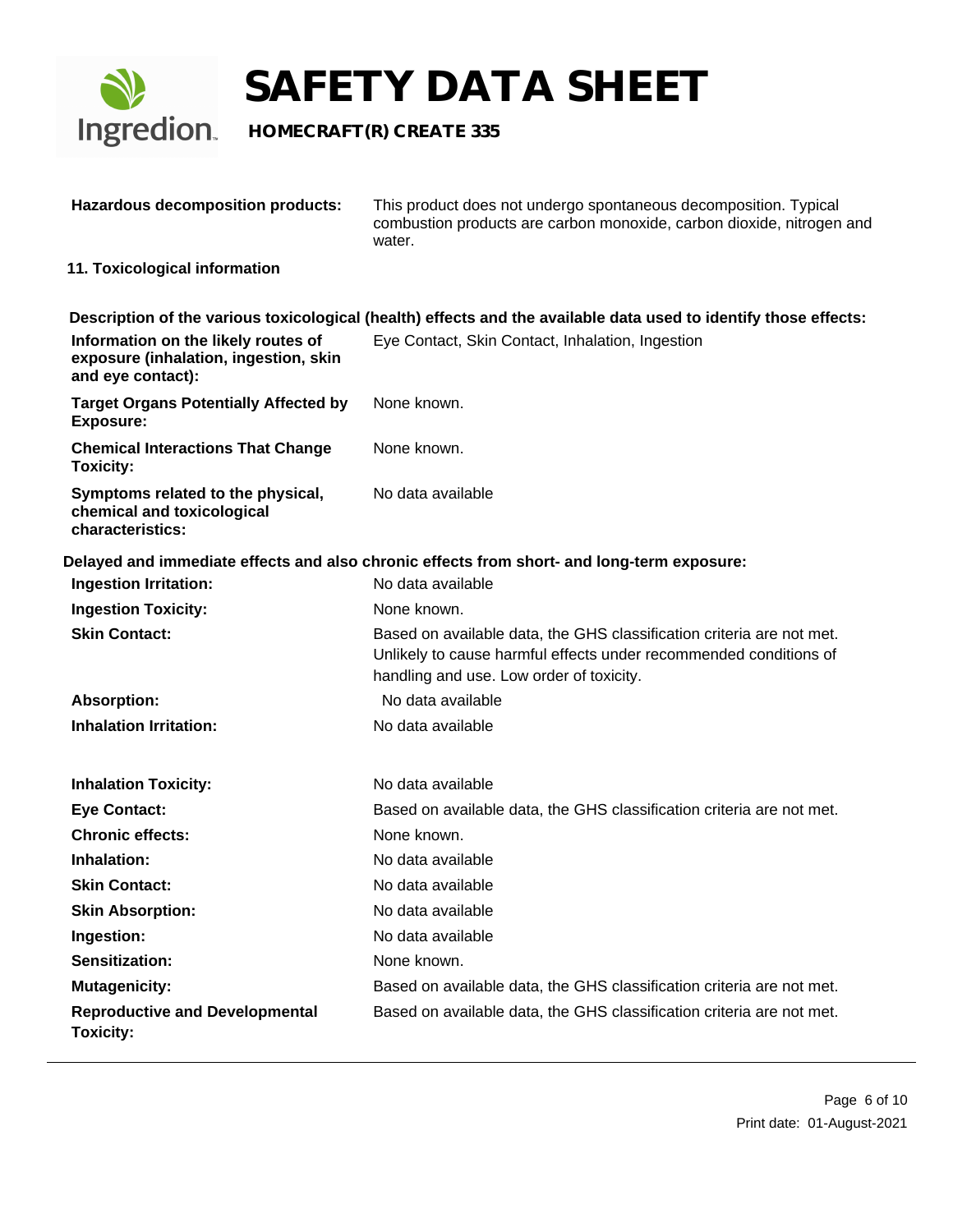| | |
|---|---|
| **Hazardous decomposition products:** | This product does not undergo spontaneous decomposition. Typical combustion products are carbon monoxide, carbon dioxide, nitrogen and water. |

## 11. Toxicological information

**Description of the various toxicological (health) effects and the available data used to identify those effects:**

| | |
|---|---|
| **Information on the likely routes of exposure (inhalation, ingestion, skin and eye contact):** | Eye Contact, Skin Contact, Inhalation, Ingestion |
| **Target Organs Potentially Affected by Exposure:** | None known. |
| **Chemical Interactions That Change Toxicity:** | None known. |
| **Symptoms related to the physical, chemical and toxicological characteristics:** | No data available |

**Delayed and immediate effects and also chronic effects from short- and long-term exposure:**

| | |
|---|---|
| **Ingestion Irritation:** | No data available |
| **Ingestion Toxicity:** | None known. |
| **Skin Contact:** | Based on available data, the GHS classification criteria are not met. Unlikely to cause harmful effects under recommended conditions of handling and use. Low order of toxicity. |
| **Absorption:** | No data available |
| **Inhalation Irritation:** | No data available |
| **Inhalation Toxicity:** | No data available |
| **Eye Contact:** | Based on available data, the GHS classification criteria are not met. |
| **Chronic effects:** | None known. |
| **Inhalation:** | No data available |
| **Skin Contact:** | No data available |
| **Skin Absorption:** | No data available |
| **Ingestion:** | No data available |
| **Sensitization:** | None known. |
| **Mutagenicity:** | Based on available data, the GHS classification criteria are not met. |
| **Reproductive and Developmental Toxicity:** | Based on available data, the GHS classification criteria are not met. |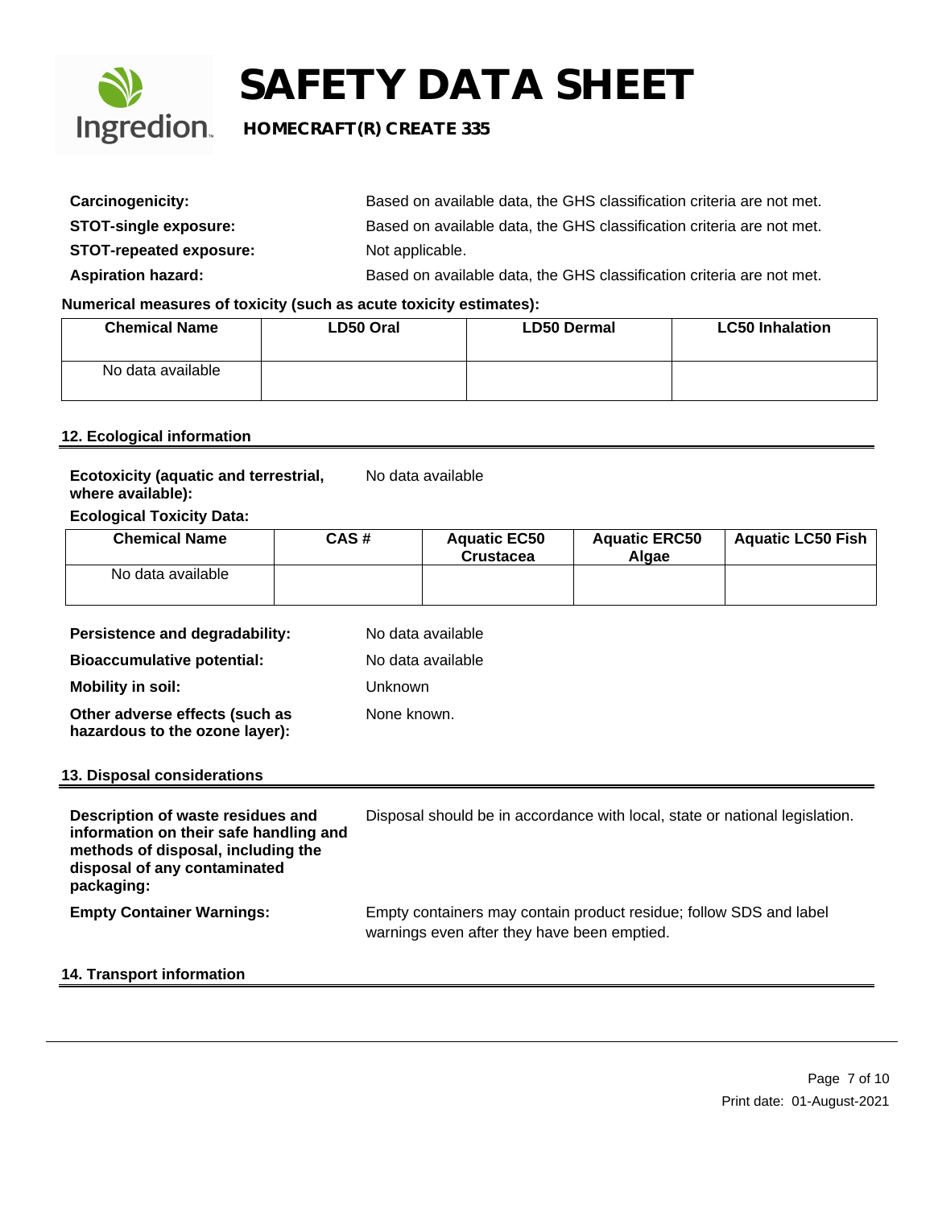**Carcinogenicity:** Based on available data, the GHS classification criteria are not met.

**STOT-single exposure:** Based on available data, the GHS classification criteria are not met.

**STOT-repeated exposure:** Not applicable.

**Aspiration hazard:** Based on available data, the GHS classification criteria are not met.

**Numerical measures of toxicity (such as acute toxicity estimates):**

| Chemical Name | LD50 Oral | LD50 Dermal | LC50 Inhalation |
|---|---|---|---|
| No data available | | | |

## 12. Ecological information

**Ecotoxicity (aquatic and terrestrial, where available):** No data available

**Ecological Toxicity Data:**

| Chemical Name | CAS # | Aquatic EC50 Crustacea | Aquatic ERC50 Algae | Aquatic LC50 Fish |
|---|---|---|---|---|
| No data available | | | | |

**Persistence and degradability:** No data available

**Bioaccumulative potential:** No data available

**Mobility in soil:** Unknown

**Other adverse effects (such as hazardous to the ozone layer):** None known.

## 13. Disposal considerations

**Description of waste residues and information on their safe handling and methods of disposal, including the disposal of any contaminated packaging:** Disposal should be in accordance with local, state or national legislation.

**Empty Container Warnings:** Empty containers may contain product residue; follow SDS and label warnings even after they have been emptied.

## 14. Transport information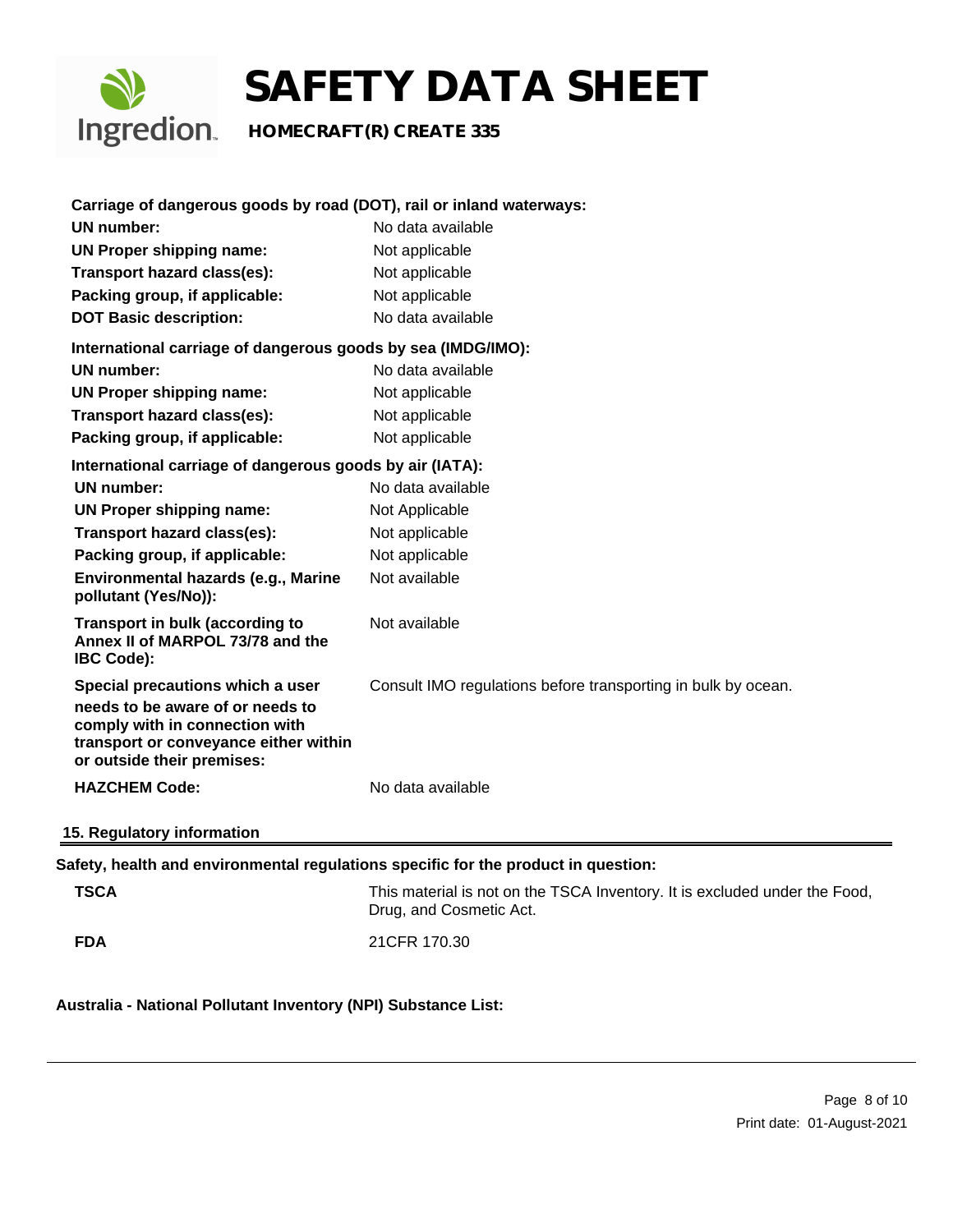**Carriage of dangerous goods by road (DOT), rail or inland waterways:**

| | |
|---|---|
| **UN number:** | No data available |
| **UN Proper shipping name:** | Not applicable |
| **Transport hazard class(es):** | Not applicable |
| **Packing group, if applicable:** | Not applicable |
| **DOT Basic description:** | No data available |

**International carriage of dangerous goods by sea (IMDG/IMO):**

| | |
|---|---|
| **UN number:** | No data available |
| **UN Proper shipping name:** | Not applicable |
| **Transport hazard class(es):** | Not applicable |
| **Packing group, if applicable:** | Not applicable |

**International carriage of dangerous goods by air (IATA):**

| | |
|---|---|
| **UN number:** | No data available |
| **UN Proper shipping name:** | Not Applicable |
| **Transport hazard class(es):** | Not applicable |
| **Packing group, if applicable:** | Not applicable |
| **Environmental hazards (e.g., Marine pollutant (Yes/No)):** | Not available |
| **Transport in bulk (according to Annex II of MARPOL 73/78 and the IBC Code):** | Not available |
| **Special precautions which a user needs to be aware of or needs to comply with in connection with transport or conveyance either within or outside their premises:** | Consult IMO regulations before transporting in bulk by ocean. |
| **HAZCHEM Code:** | No data available |

## 15. Regulatory information

**Safety, health and environmental regulations specific for the product in question:**

| | |
|---|---|
| **TSCA** | This material is not on the TSCA Inventory. It is excluded under the Food, Drug, and Cosmetic Act. |
| **FDA** | 21CFR 170.30 |

**Australia - National Pollutant Inventory (NPI) Substance List:**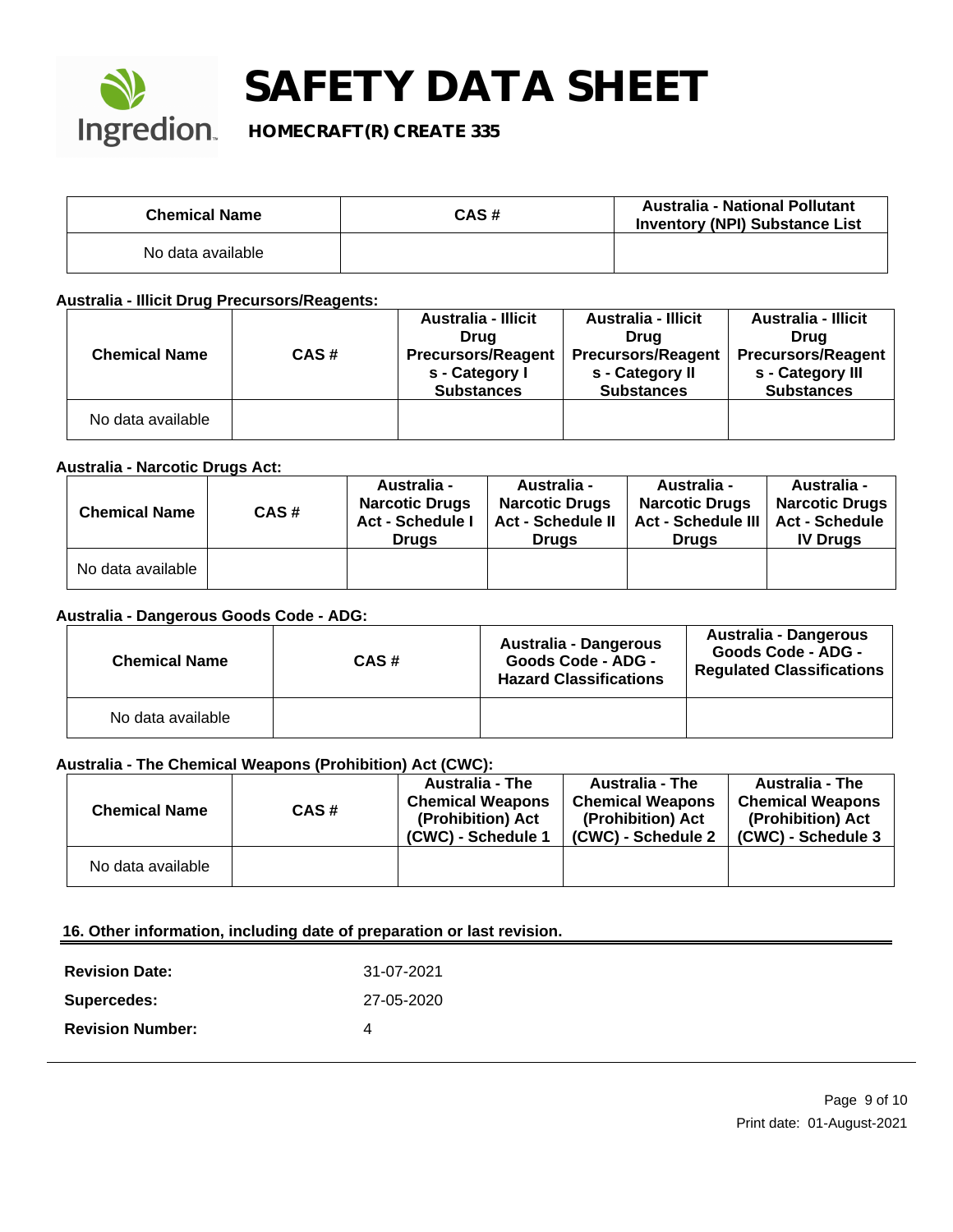| Chemical Name | CAS # | Australia - National Pollutant Inventory (NPI) Substance List |
|---|---|---|
| No data available | | |

**Australia - Illicit Drug Precursors/Reagents:**

| Chemical Name | CAS # | Australia - Illicit Drug Precursors/Reagents - Category I Substances | Australia - Illicit Drug Precursors/Reagents - Category II Substances | Australia - Illicit Drug Precursors/Reagents - Category III Substances |
|---|---|---|---|---|
| No data available | | | | |

**Australia - Narcotic Drugs Act:**

| Chemical Name | CAS # | Australia - Narcotic Drugs Act - Schedule I Drugs | Australia - Narcotic Drugs Act - Schedule II Drugs | Australia - Narcotic Drugs Act - Schedule III Drugs | Australia - Narcotic Drugs Act - Schedule IV Drugs |
|---|---|---|---|---|---|
| No data available | | | | | |

**Australia - Dangerous Goods Code - ADG:**

| Chemical Name | CAS # | Australia - Dangerous Goods Code - ADG - Hazard Classifications | Australia - Dangerous Goods Code - ADG - Regulated Classifications |
|---|---|---|---|
| No data available | | | |

**Australia - The Chemical Weapons (Prohibition) Act (CWC):**

| Chemical Name | CAS # | Australia - The Chemical Weapons (Prohibition) Act (CWC) - Schedule 1 | Australia - The Chemical Weapons (Prohibition) Act (CWC) - Schedule 2 | Australia - The Chemical Weapons (Prohibition) Act (CWC) - Schedule 3 |
|---|---|---|---|---|
| No data available | | | | |

## 16. Other information, including date of preparation or last revision.

**Revision Date:** 31-07-2021

**Supercedes:** 27-05-2020

**Revision Number:** 4

Print date: 01-August-2021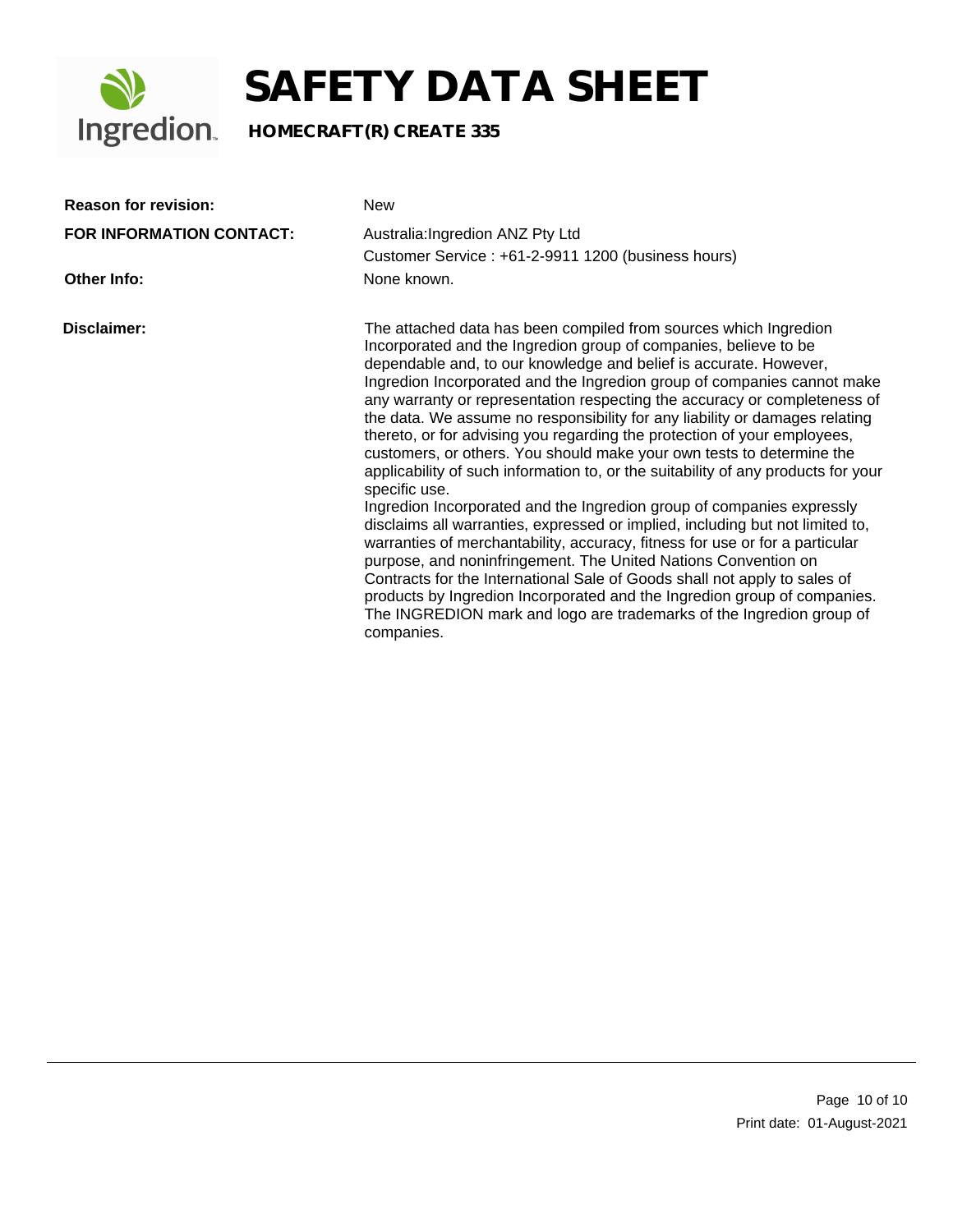| | |
|---|---|
| **Reason for revision:** | New |
| **FOR INFORMATION CONTACT:** | Australia:Ingredion ANZ Pty Ltd<br>Customer Service : +61-2-9911 1200 (business hours) |
| **Other Info:** | None known. |
| **Disclaimer:** | The attached data has been compiled from sources which Ingredion Incorporated and the Ingredion group of companies, believe to be dependable and, to our knowledge and belief is accurate. However, Ingredion Incorporated and the Ingredion group of companies cannot make any warranty or representation respecting the accuracy or completeness of the data. We assume no responsibility for any liability or damages relating thereto, or for advising you regarding the protection of your employees, customers, or others. You should make your own tests to determine the applicability of such information to, or the suitability of any products for your specific use.<br>Ingredion Incorporated and the Ingredion group of companies expressly disclaims all warranties, expressed or implied, including but not limited to, warranties of merchantability, accuracy, fitness for use or for a particular purpose, and noninfringement. The United Nations Convention on Contracts for the International Sale of Goods shall not apply to sales of products by Ingredion Incorporated and the Ingredion group of companies. The INGREDION mark and logo are trademarks of the Ingredion group of companies. |

Print date: 01-August-2021